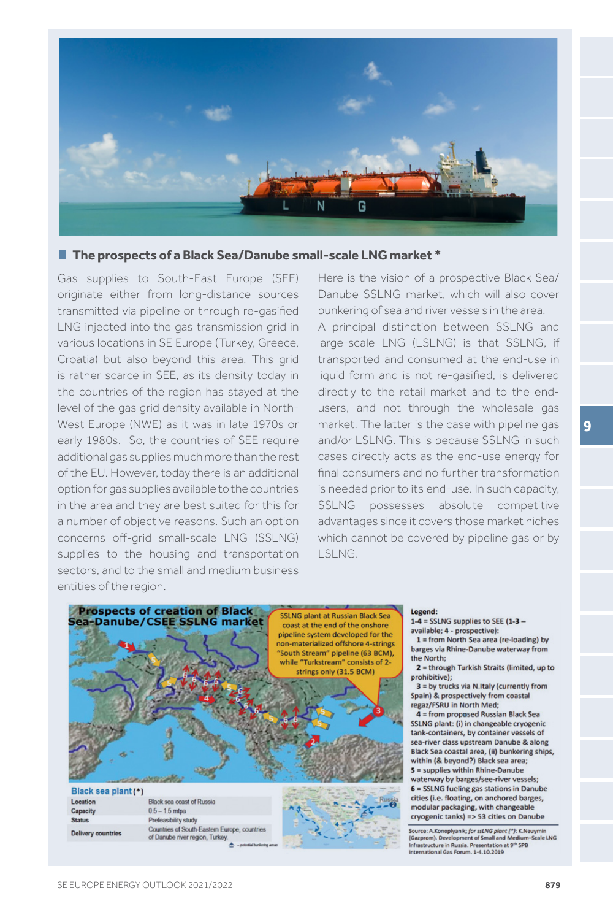## The prospects of a Black Sea/Danube small-scale LNG market *

Gas supplies to South-East Europe (SEE) originate either from long-distance sources transmitted via pipeline or through re-gasified LNG injected into the gas transmission grid in various locations in SE Europe (Turkey, Greece, Croatia) but also beyond this area. This grid is rather scarce in SEE, as its density today in the countries of the region has stayed at the level of the gas grid density available in North-West Europe (NWE) as it was in late 1970s or early 1980s. So, the countries of SEE require additional gas supplies much more than the rest of the EU. However, today there is an additional option for gas supplies available to the countries in the area and they are best suited for this for a number of objective reasons. Such an option concerns off-grid small-scale LNG (SSLNG) supplies to the housing and transportation sectors, and to the small and medium business entities of the region.

Here is the vision of a prospective Black Sea/Danube SSLNG market, which will also cover bunkering of sea and river vessels in the area.

A principal distinction between SSLNG and large-scale LNG (LSLNG) is that SSLNG, if transported and consumed at the end-use in liquid form and is not re-gasified, is delivered directly to the retail market and to the end-users, and not through the wholesale gas market. The latter is the case with pipeline gas and/or LSLNG. This is because SSLNG in such cases directly acts as the end-use energy for final consumers and no further transformation is needed prior to its end-use. In such capacity, SSLNG possesses absolute competitive advantages since it covers those market niches which cannot be covered by pipeline gas or by LSLNG.

**Prospects of creation of Black Sea-Danube/CSEE SSLNG market**

SSLNG plant at Russian Black Sea coast at the end of the onshore pipeline system developed for the non-materialized offshore 4-strings "South Stream" pipeline (63 BCM), while "Turkstream" consists of 2-strings only (31.5 BCM)

**Black sea plant (*)**

| | |
|---|---|
| Location | Black sea coast of Russia |
| Capacity | 0.5 – 1.5 mtpa |
| Status | Prefeasibility study |
| Delivery countries | Countries of South-Eastern Europe, countries of Danube river region, Turkey |

**Legend:**

**1-4** = SSLNG supplies to SEE (**1-3** – available; **4** - prospective):

**1** = from North Sea area (re-loading) by barges via Rhine-Danube waterway from the North;

**2** = through Turkish Straits (limited, up to prohibitive);

**3** = by trucks via N.Italy (currently from Spain) & prospectively from coastal regaz/FSRU in North Med;

**4** = from proposed Russian Black Sea SSLNG plant: (i) in changeable cryogenic tank-containers, by container vessels of sea-river class upstream Danube & along Black Sea coastal area, (ii) bunkering ships, within (& beyond?) Black sea area;

**5** = supplies within Rhine-Danube waterway by barges/see-river vessels;

**6** = SSLNG fueling gas stations in Danube cities (i.e. floating, on anchored barges, modular packaging, with changeable cryogenic tanks) => 53 cities on Danube

Source: A.Konoplyanik; *for ssLNG plant (*)*: K.Neuymin (Gazprom). Development of Small and Medium-Scale LNG Infrastructure in Russia. Presentation at 9th SPB International Gas Forum, 1-4.10.2019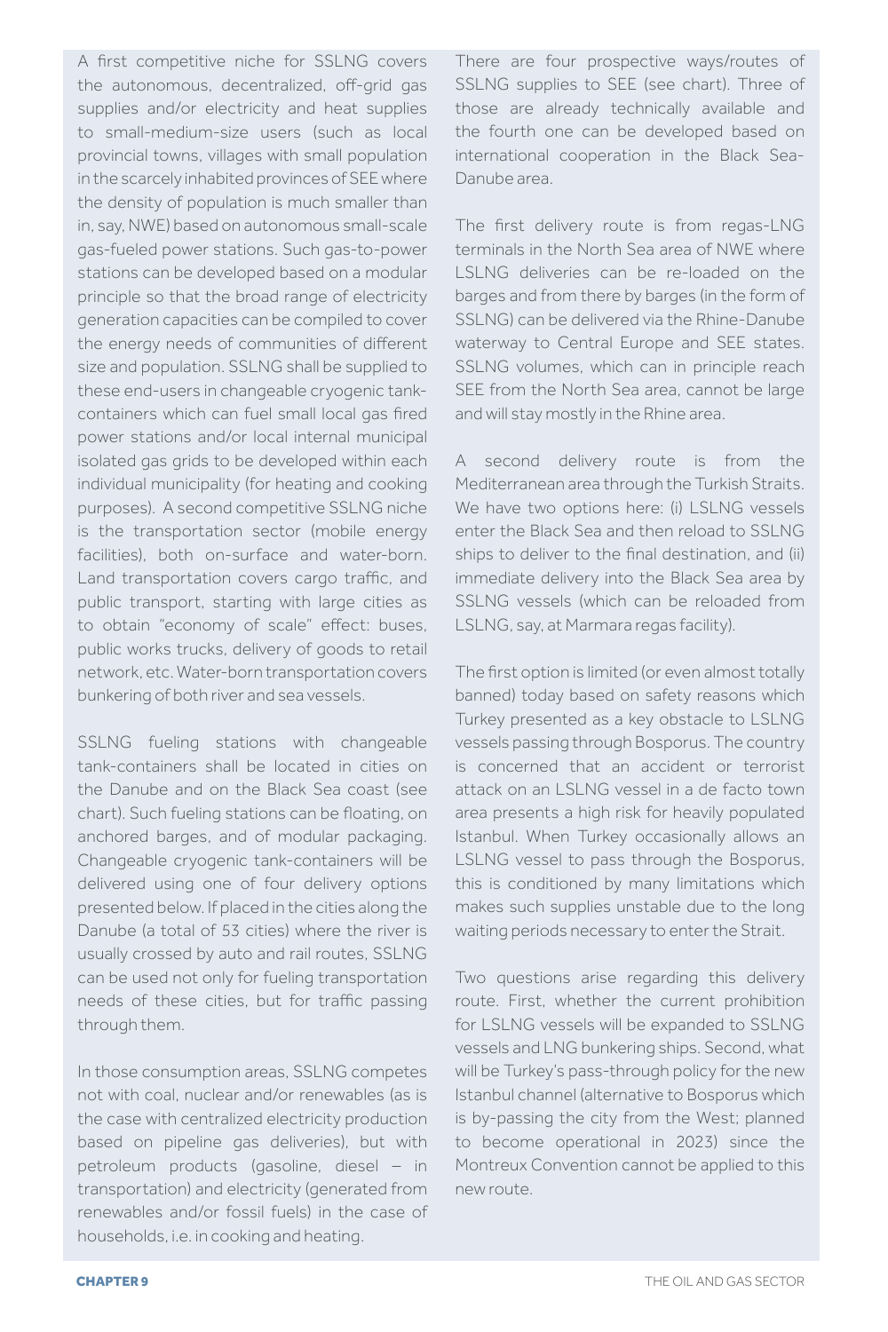A first competitive niche for SSLNG covers the autonomous, decentralized, off-grid gas supplies and/or electricity and heat supplies to small-medium-size users (such as local provincial towns, villages with small population in the scarcely inhabited provinces of SEE where the density of population is much smaller than in, say, NWE) based on autonomous small-scale gas-fueled power stations. Such gas-to-power stations can be developed based on a modular principle so that the broad range of electricity generation capacities can be compiled to cover the energy needs of communities of different size and population. SSLNG shall be supplied to these end-users in changeable cryogenic tank-containers which can fuel small local gas fired power stations and/or local internal municipal isolated gas grids to be developed within each individual municipality (for heating and cooking purposes). A second competitive SSLNG niche is the transportation sector (mobile energy facilities), both on-surface and water-born. Land transportation covers cargo traffic, and public transport, starting with large cities as to obtain "economy of scale" effect: buses, public works trucks, delivery of goods to retail network, etc. Water-born transportation covers bunkering of both river and sea vessels.

SSLNG fueling stations with changeable tank-containers shall be located in cities on the Danube and on the Black Sea coast (see chart). Such fueling stations can be floating, on anchored barges, and of modular packaging. Changeable cryogenic tank-containers will be delivered using one of four delivery options presented below. If placed in the cities along the Danube (a total of 53 cities) where the river is usually crossed by auto and rail routes, SSLNG can be used not only for fueling transportation needs of these cities, but for traffic passing through them.

In those consumption areas, SSLNG competes not with coal, nuclear and/or renewables (as is the case with centralized electricity production based on pipeline gas deliveries), but with petroleum products (gasoline, diesel – in transportation) and electricity (generated from renewables and/or fossil fuels) in the case of households, i.e. in cooking and heating.

There are four prospective ways/routes of SSLNG supplies to SEE (see chart). Three of those are already technically available and the fourth one can be developed based on international cooperation in the Black Sea-Danube area.

The first delivery route is from regas-LNG terminals in the North Sea area of NWE where LSLNG deliveries can be re-loaded on the barges and from there by barges (in the form of SSLNG) can be delivered via the Rhine-Danube waterway to Central Europe and SEE states. SSLNG volumes, which can in principle reach SEE from the North Sea area, cannot be large and will stay mostly in the Rhine area.

A second delivery route is from the Mediterranean area through the Turkish Straits. We have two options here: (i) LSLNG vessels enter the Black Sea and then reload to SSLNG ships to deliver to the final destination, and (ii) immediate delivery into the Black Sea area by SSLNG vessels (which can be reloaded from LSLNG, say, at Marmara regas facility).

The first option is limited (or even almost totally banned) today based on safety reasons which Turkey presented as a key obstacle to LSLNG vessels passing through Bosporus. The country is concerned that an accident or terrorist attack on an LSLNG vessel in a de facto town area presents a high risk for heavily populated Istanbul. When Turkey occasionally allows an LSLNG vessel to pass through the Bosporus, this is conditioned by many limitations which makes such supplies unstable due to the long waiting periods necessary to enter the Strait.

Two questions arise regarding this delivery route. First, whether the current prohibition for LSLNG vessels will be expanded to SSLNG vessels and LNG bunkering ships. Second, what will be Turkey's pass-through policy for the new Istanbul channel (alternative to Bosporus which is by-passing the city from the West; planned to become operational in 2023) since the Montreux Convention cannot be applied to this new route.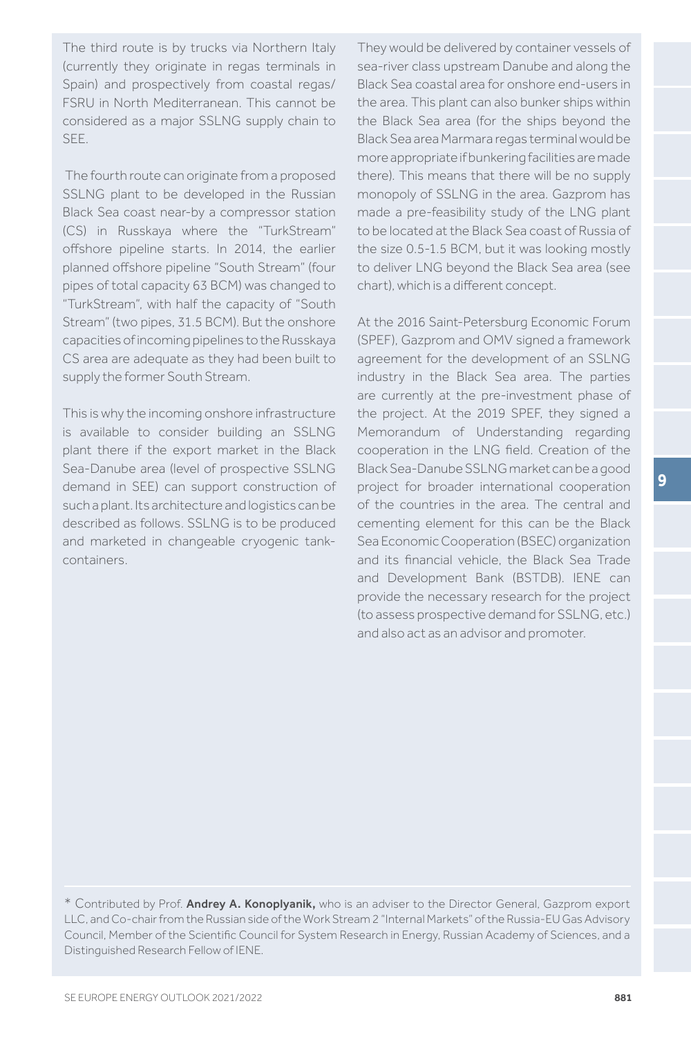The third route is by trucks via Northern Italy (currently they originate in regas terminals in Spain) and prospectively from coastal regas/ FSRU in North Mediterranean. This cannot be considered as a major SSLNG supply chain to SEE.

The fourth route can originate from a proposed SSLNG plant to be developed in the Russian Black Sea coast near-by a compressor station (CS) in Russkaya where the "TurkStream" offshore pipeline starts. In 2014, the earlier planned offshore pipeline "South Stream" (four pipes of total capacity 63 BCM) was changed to "TurkStream", with half the capacity of "South Stream" (two pipes, 31.5 BCM). But the onshore capacities of incoming pipelines to the Russkaya CS area are adequate as they had been built to supply the former South Stream.

This is why the incoming onshore infrastructure is available to consider building an SSLNG plant there if the export market in the Black Sea-Danube area (level of prospective SSLNG demand in SEE) can support construction of such a plant. Its architecture and logistics can be described as follows. SSLNG is to be produced and marketed in changeable cryogenic tank-containers.

They would be delivered by container vessels of sea-river class upstream Danube and along the Black Sea coastal area for onshore end-users in the area. This plant can also bunker ships within the Black Sea area (for the ships beyond the Black Sea area Marmara regas terminal would be more appropriate if bunkering facilities are made there). This means that there will be no supply monopoly of SSLNG in the area. Gazprom has made a pre-feasibility study of the LNG plant to be located at the Black Sea coast of Russia of the size 0.5-1.5 BCM, but it was looking mostly to deliver LNG beyond the Black Sea area (see chart), which is a different concept.

At the 2016 Saint-Petersburg Economic Forum (SPEF), Gazprom and OMV signed a framework agreement for the development of an SSLNG industry in the Black Sea area. The parties are currently at the pre-investment phase of the project. At the 2019 SPEF, they signed a Memorandum of Understanding regarding cooperation in the LNG field. Creation of the Black Sea-Danube SSLNG market can be a good project for broader international cooperation of the countries in the area. The central and cementing element for this can be the Black Sea Economic Cooperation (BSEC) organization and its financial vehicle, the Black Sea Trade and Development Bank (BSTDB). IENE can provide the necessary research for the project (to assess prospective demand for SSLNG, etc.) and also act as an advisor and promoter.

---

* Contributed by Prof. **Andrey A. Konoplyanik,** who is an adviser to the Director General, Gazprom export LLC, and Co-chair from the Russian side of the Work Stream 2 "Internal Markets" of the Russia-EU Gas Advisory Council, Member of the Scientific Council for System Research in Energy, Russian Academy of Sciences, and a Distinguished Research Fellow of IENE.